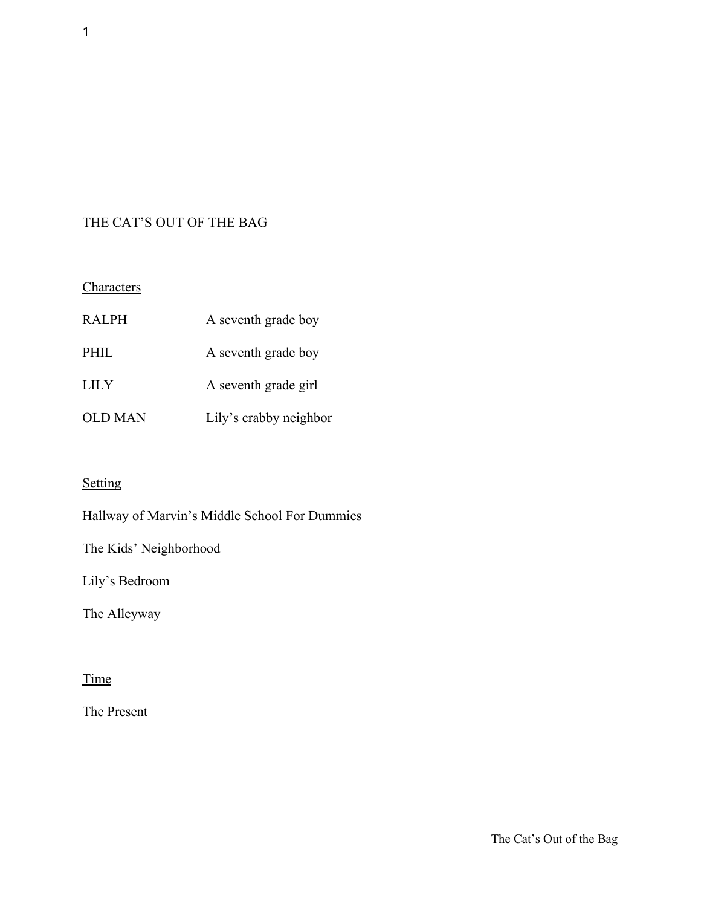# THE CAT'S OUT OF THE BAG

## Characters

| | |
|---|---|
| RALPH | A seventh grade boy |
| PHIL | A seventh grade boy |
| LILY | A seventh grade girl |
| OLD MAN | Lily's crabby neighbor |

## Setting

Hallway of Marvin's Middle School For Dummies

The Kids' Neighborhood

Lily's Bedroom

The Alleyway

## Time

The Present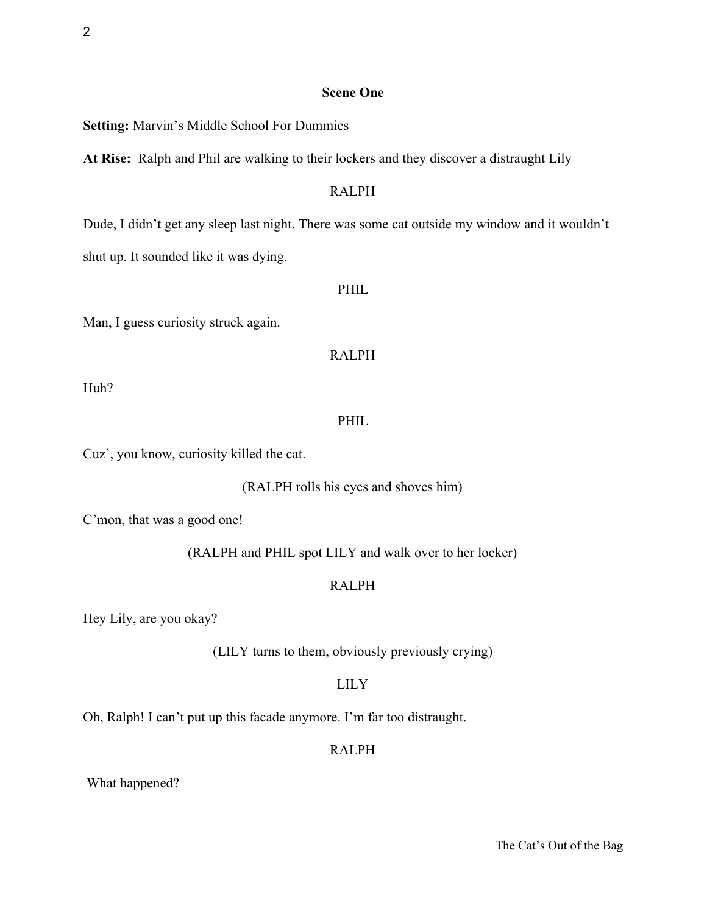## Scene One

**Setting:** Marvin's Middle School For Dummies

**At Rise:** Ralph and Phil are walking to their lockers and they discover a distraught Lily

RALPH

Dude, I didn't get any sleep last night. There was some cat outside my window and it wouldn't shut up. It sounded like it was dying.

PHIL

Man, I guess curiosity struck again.

RALPH

Huh?

PHIL

Cuz', you know, curiosity killed the cat.

(RALPH rolls his eyes and shoves him)

C'mon, that was a good one!

(RALPH and PHIL spot LILY and walk over to her locker)

RALPH

Hey Lily, are you okay?

(LILY turns to them, obviously previously crying)

LILY

Oh, Ralph! I can't put up this facade anymore. I'm far too distraught.

RALPH

What happened?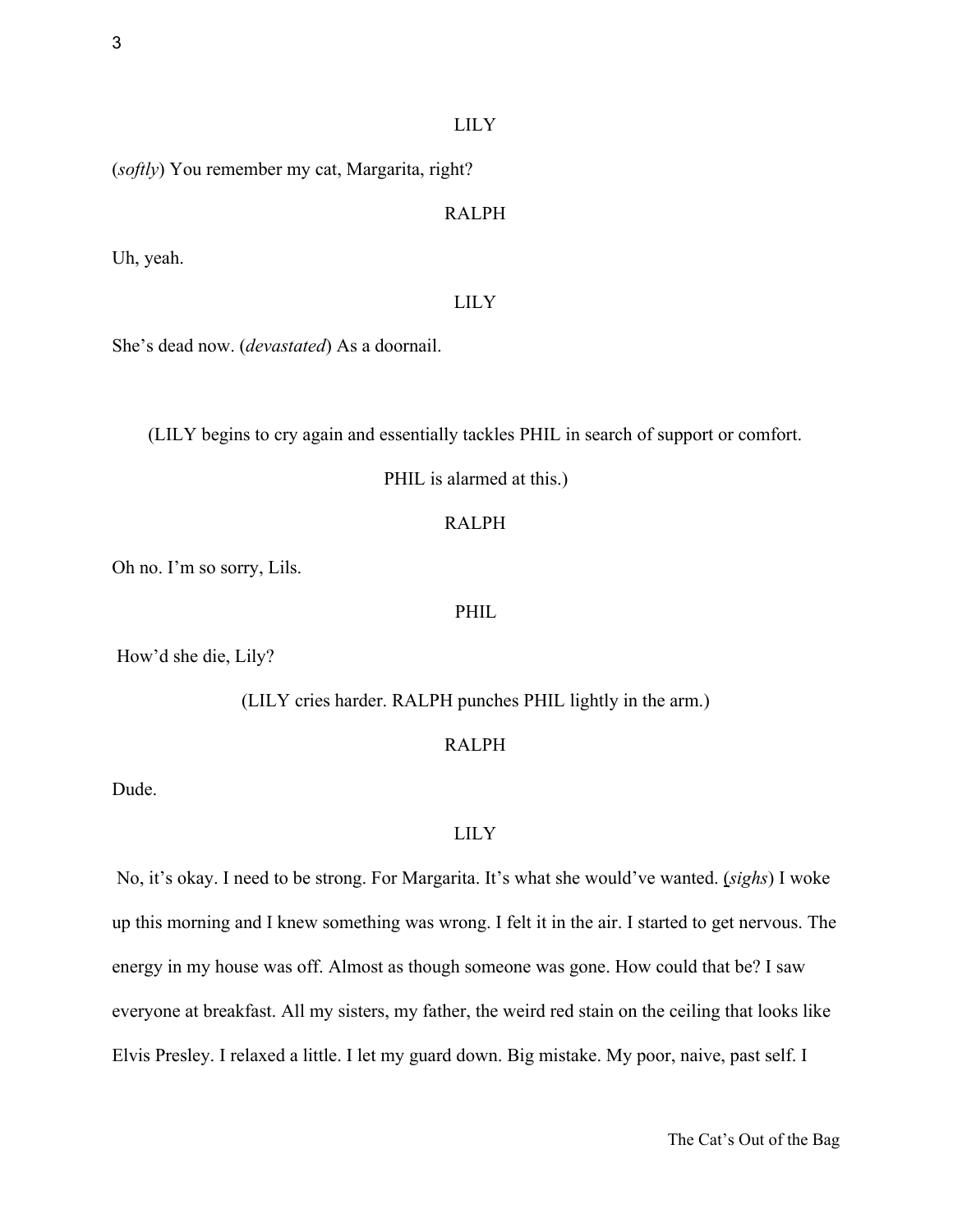LILY

(*softly*) You remember my cat, Margarita, right?

RALPH

Uh, yeah.

LILY

She's dead now. (*devastated*) As a doornail.

(LILY begins to cry again and essentially tackles PHIL in search of support or comfort. PHIL is alarmed at this.)

RALPH

Oh no. I'm so sorry, Lils.

PHIL

How'd she die, Lily?

(LILY cries harder. RALPH punches PHIL lightly in the arm.)

RALPH

Dude.

LILY

No, it's okay. I need to be strong. For Margarita. It's what she would've wanted. (*sighs*) I woke up this morning and I knew something was wrong. I felt it in the air. I started to get nervous. The energy in my house was off. Almost as though someone was gone. How could that be? I saw everyone at breakfast. All my sisters, my father, the weird red stain on the ceiling that looks like Elvis Presley. I relaxed a little. I let my guard down. Big mistake. My poor, naive, past self. I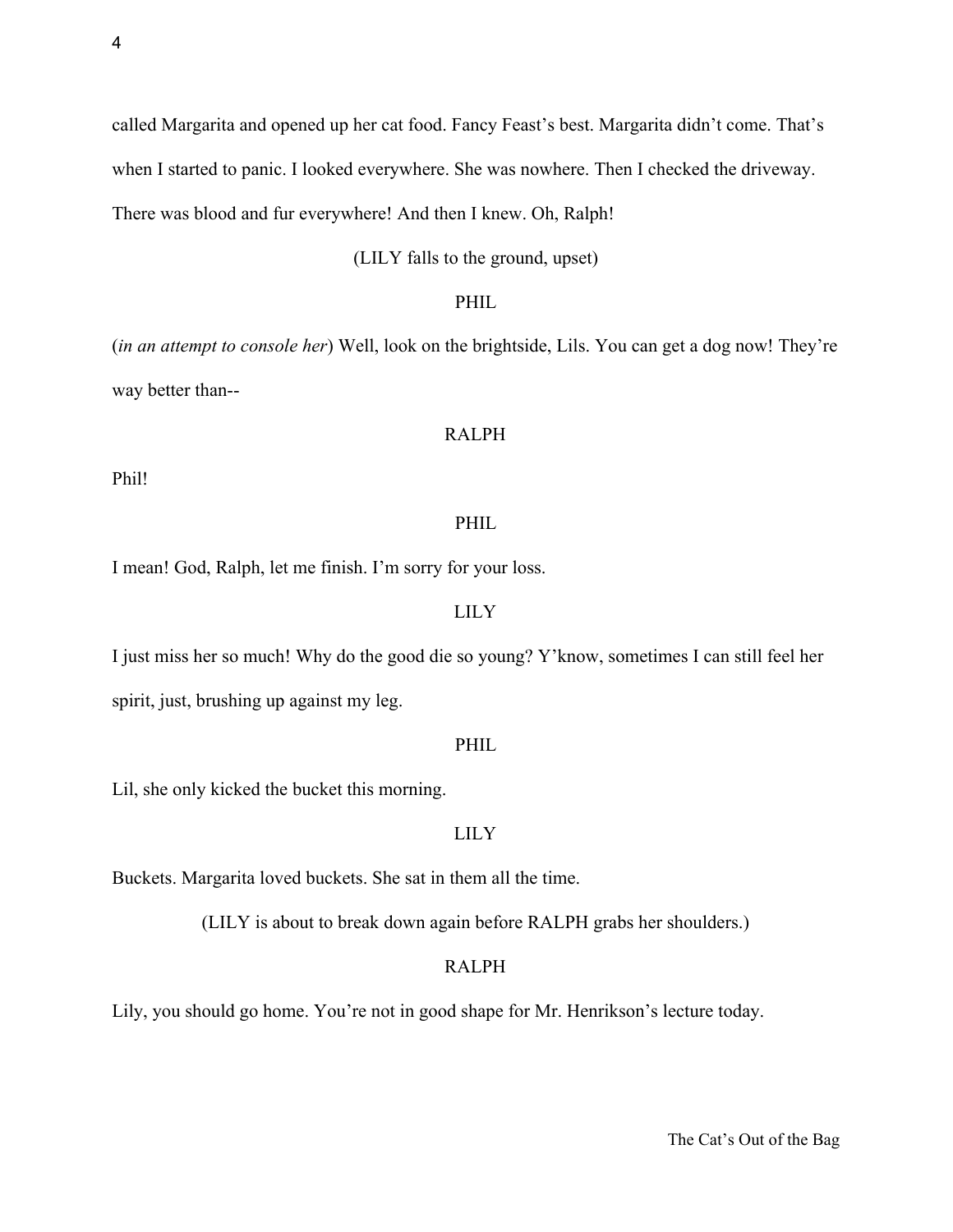called Margarita and opened up her cat food. Fancy Feast's best. Margarita didn't come. That's when I started to panic. I looked everywhere. She was nowhere. Then I checked the driveway. There was blood and fur everywhere! And then I knew. Oh, Ralph!

(LILY falls to the ground, upset)

PHIL

(*in an attempt to console her*) Well, look on the brightside, Lils. You can get a dog now! They're way better than--

RALPH

Phil!

PHIL

I mean! God, Ralph, let me finish. I'm sorry for your loss.

LILY

I just miss her so much! Why do the good die so young? Y'know, sometimes I can still feel her spirit, just, brushing up against my leg.

PHIL

Lil, she only kicked the bucket this morning.

LILY

Buckets. Margarita loved buckets. She sat in them all the time.

(LILY is about to break down again before RALPH grabs her shoulders.)

RALPH

Lily, you should go home. You're not in good shape for Mr. Henrikson's lecture today.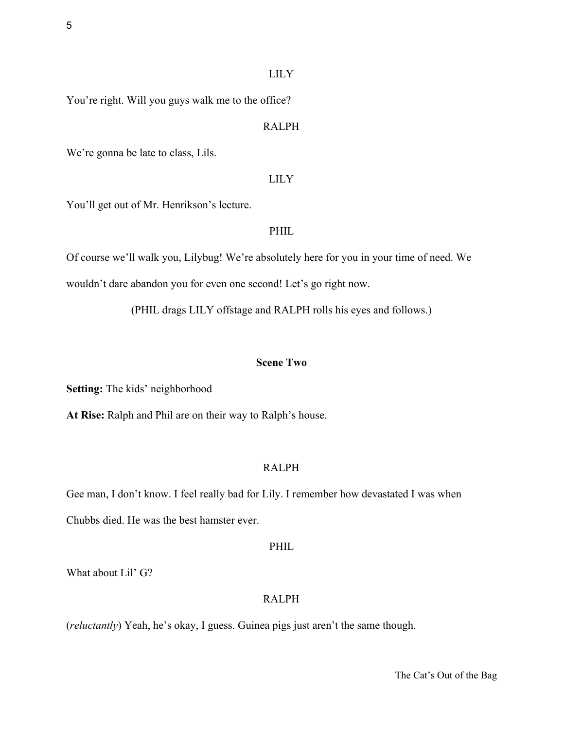LILY

You're right. Will you guys walk me to the office?

RALPH

We're gonna be late to class, Lils.

LILY

You'll get out of Mr. Henrikson's lecture.

PHIL

Of course we'll walk you, Lilybug! We're absolutely here for you in your time of need. We wouldn't dare abandon you for even one second! Let's go right now.

(PHIL drags LILY offstage and RALPH rolls his eyes and follows.)

**Scene Two**

**Setting:** The kids' neighborhood

**At Rise:** Ralph and Phil are on their way to Ralph's house.

RALPH

Gee man, I don't know. I feel really bad for Lily. I remember how devastated I was when Chubbs died. He was the best hamster ever.

PHIL

What about Lil' G?

RALPH

(*reluctantly*) Yeah, he's okay, I guess. Guinea pigs just aren't the same though.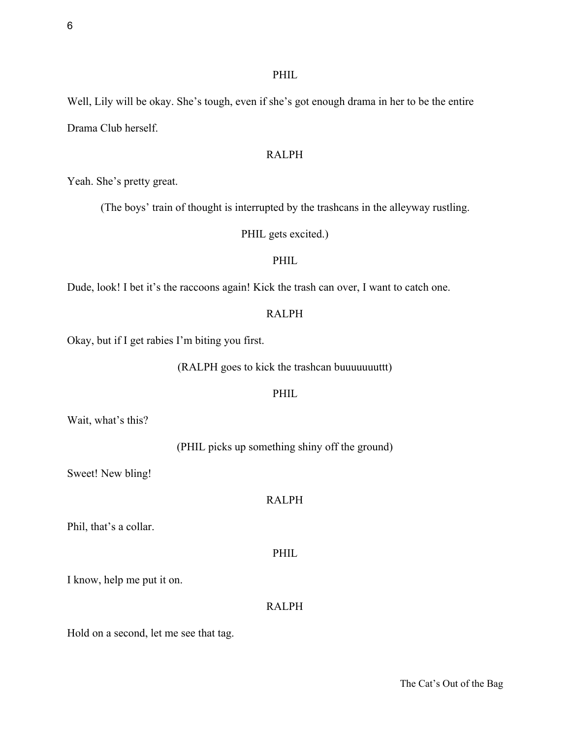PHIL

Well, Lily will be okay. She's tough, even if she's got enough drama in her to be the entire Drama Club herself.

RALPH

Yeah. She's pretty great.

(The boys' train of thought is interrupted by the trashcans in the alleyway rustling.

PHIL gets excited.)

PHIL

Dude, look! I bet it's the raccoons again! Kick the trash can over, I want to catch one.

RALPH

Okay, but if I get rabies I'm biting you first.

(RALPH goes to kick the trashcan buuuuuuuttt)

PHIL

Wait, what's this?

(PHIL picks up something shiny off the ground)

Sweet! New bling!

RALPH

Phil, that's a collar.

PHIL

I know, help me put it on.

RALPH

Hold on a second, let me see that tag.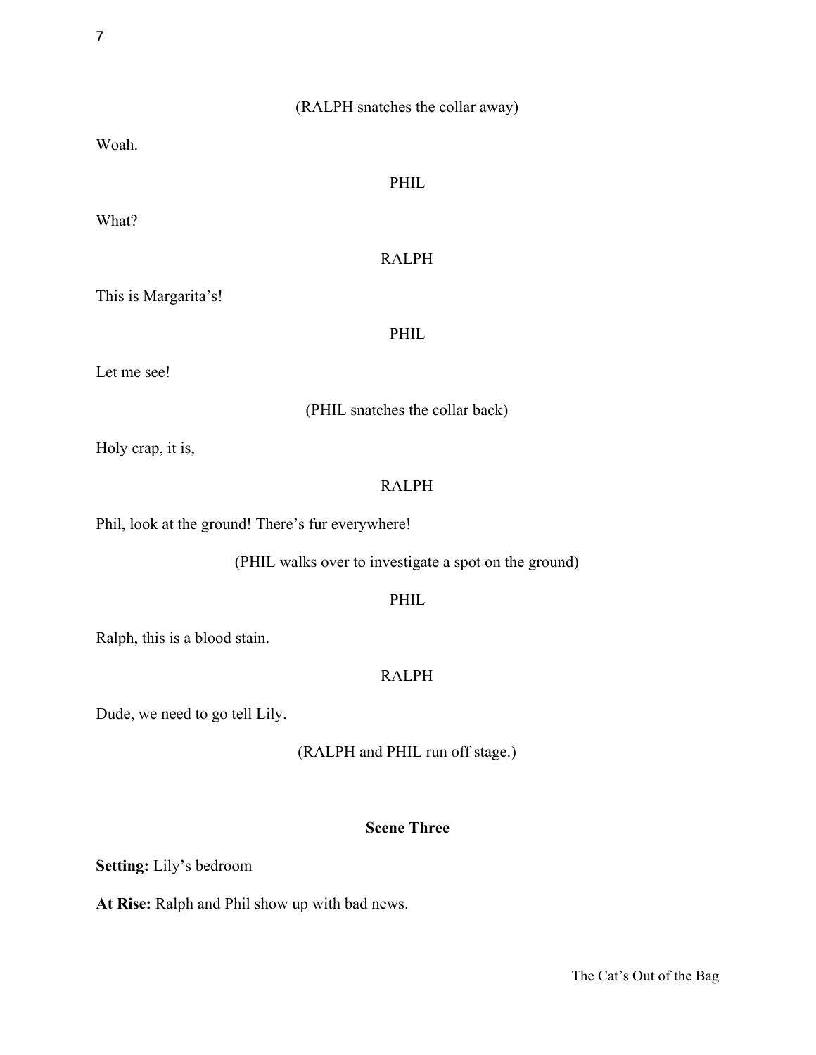(RALPH snatches the collar away)

Woah.

PHIL

What?

RALPH

This is Margarita's!

PHIL

Let me see!

(PHIL snatches the collar back)

Holy crap, it is,

RALPH

Phil, look at the ground! There's fur everywhere!

(PHIL walks over to investigate a spot on the ground)

PHIL

Ralph, this is a blood stain.

RALPH

Dude, we need to go tell Lily.

(RALPH and PHIL run off stage.)

## Scene Three

**Setting:** Lily's bedroom

**At Rise:** Ralph and Phil show up with bad news.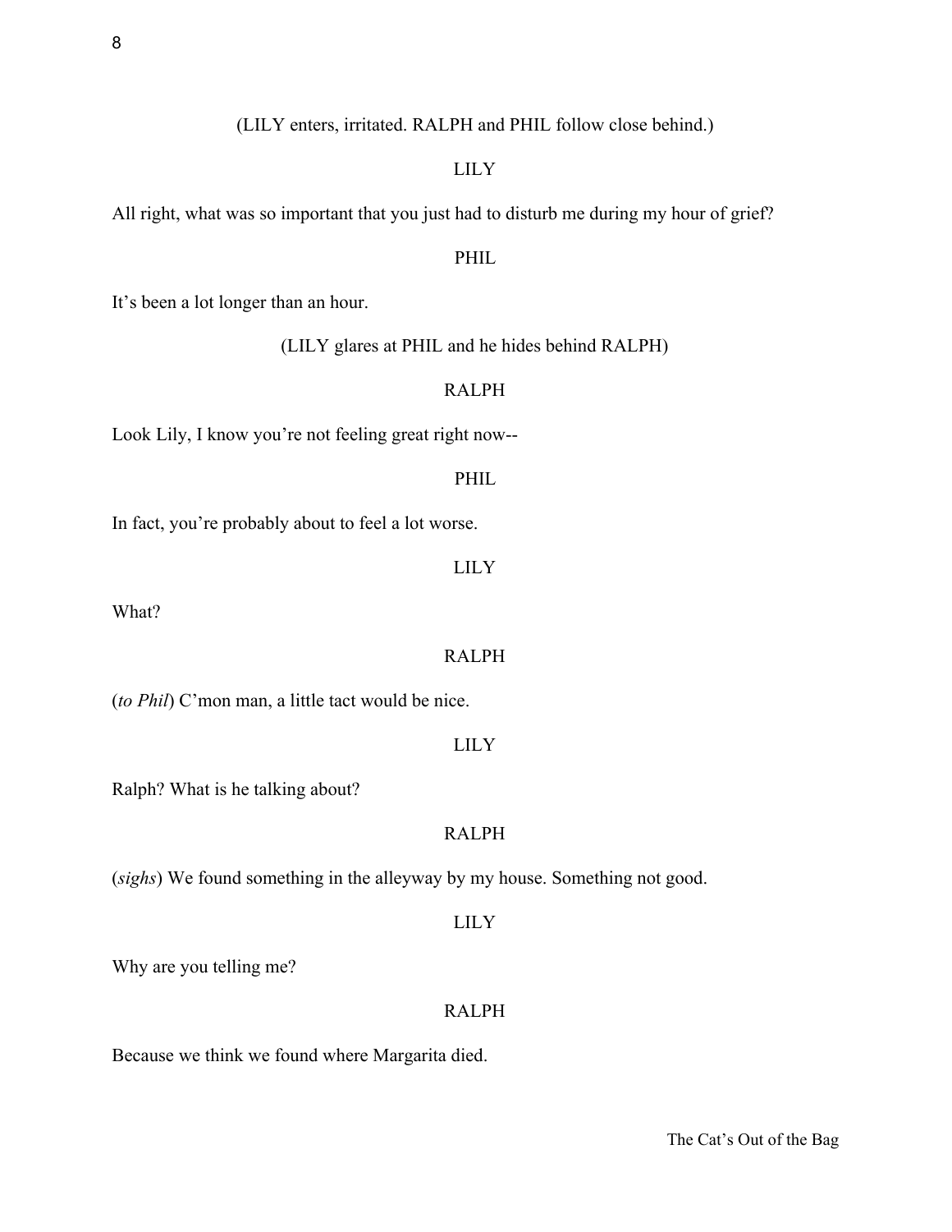(LILY enters, irritated. RALPH and PHIL follow close behind.)

LILY

All right, what was so important that you just had to disturb me during my hour of grief?

PHIL

It's been a lot longer than an hour.

(LILY glares at PHIL and he hides behind RALPH)

RALPH

Look Lily, I know you're not feeling great right now--

PHIL

In fact, you're probably about to feel a lot worse.

LILY

What?

RALPH

(*to Phil*) C'mon man, a little tact would be nice.

LILY

Ralph? What is he talking about?

RALPH

(*sighs*) We found something in the alleyway by my house. Something not good.

LILY

Why are you telling me?

RALPH

Because we think we found where Margarita died.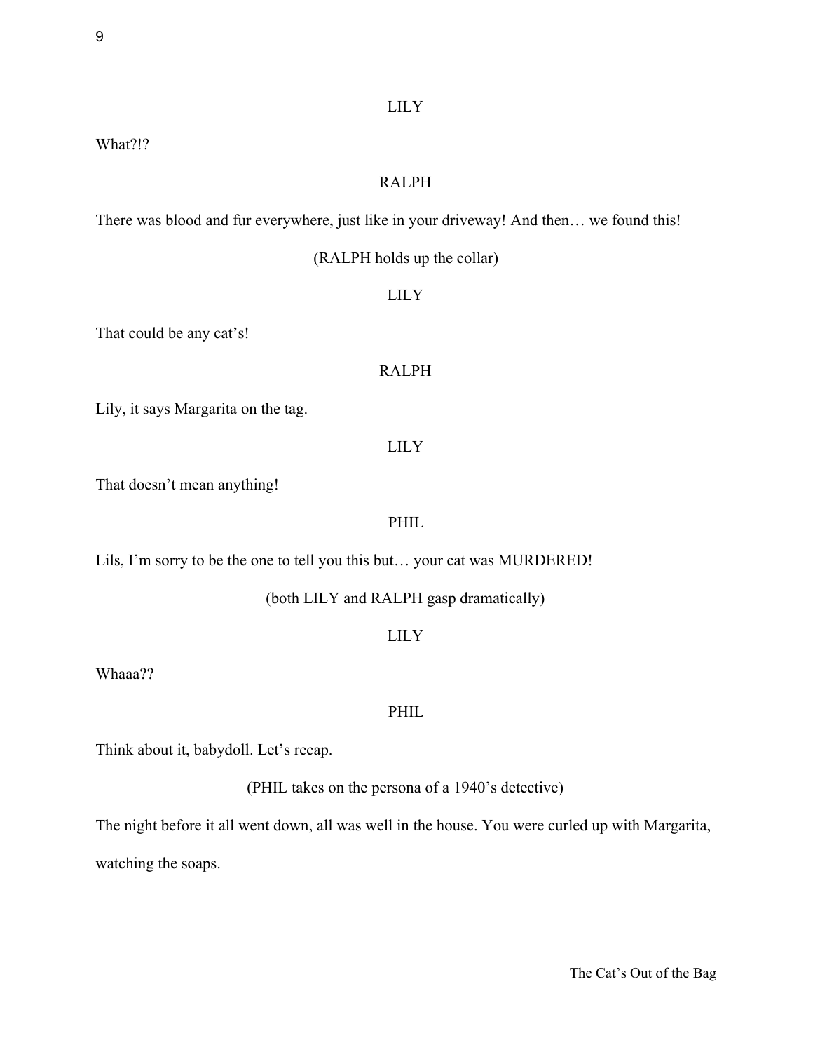LILY

What?!?

RALPH

There was blood and fur everywhere, just like in your driveway! And then… we found this!

(RALPH holds up the collar)

LILY

That could be any cat's!

RALPH

Lily, it says Margarita on the tag.

LILY

That doesn't mean anything!

PHIL

Lils, I'm sorry to be the one to tell you this but… your cat was MURDERED!

(both LILY and RALPH gasp dramatically)

LILY

Whaaa??

PHIL

Think about it, babydoll. Let's recap.

(PHIL takes on the persona of a 1940's detective)

The night before it all went down, all was well in the house. You were curled up with Margarita, watching the soaps.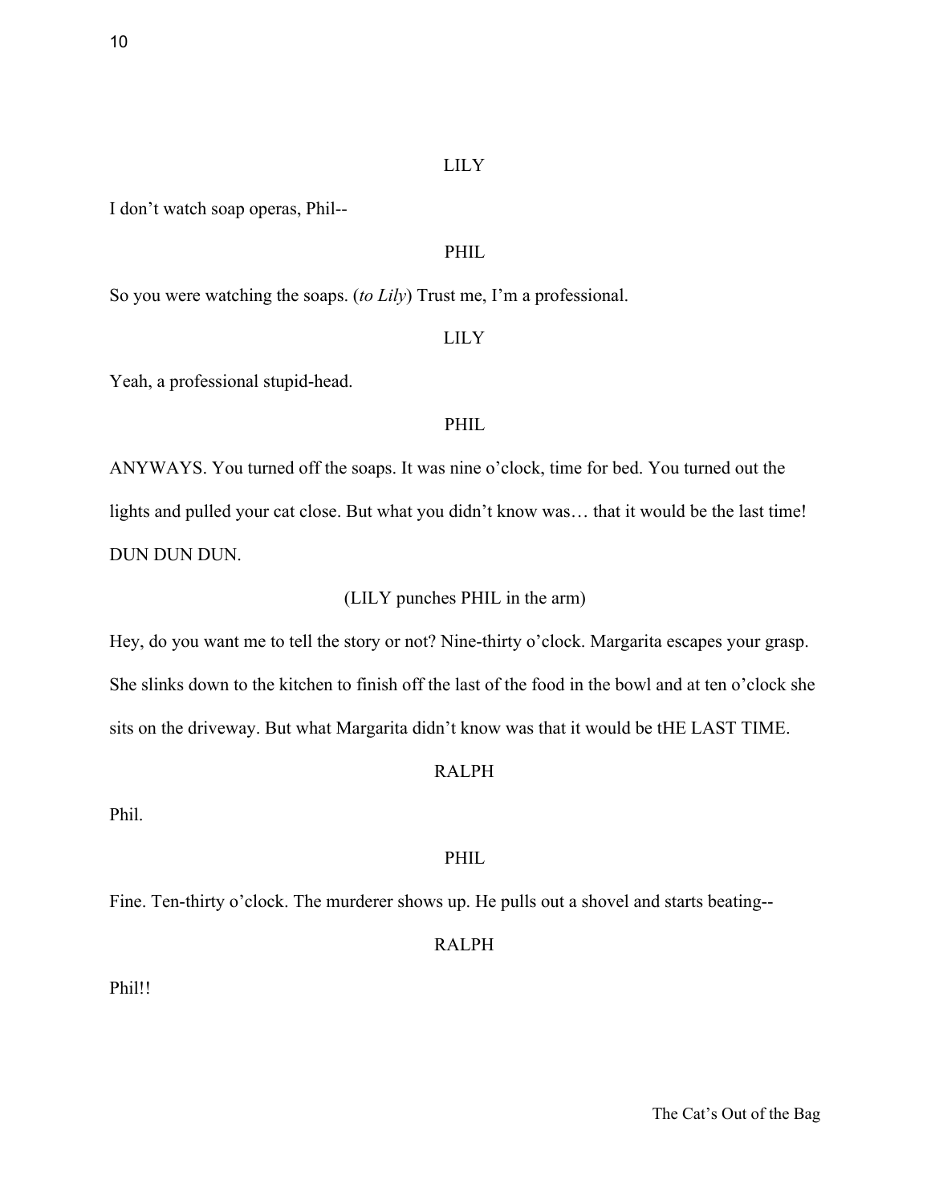LILY

I don't watch soap operas, Phil--

PHIL

So you were watching the soaps. (*to Lily*) Trust me, I'm a professional.

LILY

Yeah, a professional stupid-head.

PHIL

ANYWAYS. You turned off the soaps. It was nine o'clock, time for bed. You turned out the lights and pulled your cat close. But what you didn't know was… that it would be the last time! DUN DUN DUN.

(LILY punches PHIL in the arm)

Hey, do you want me to tell the story or not? Nine-thirty o'clock. Margarita escapes your grasp. She slinks down to the kitchen to finish off the last of the food in the bowl and at ten o'clock she sits on the driveway. But what Margarita didn't know was that it would be tHE LAST TIME.

RALPH

Phil.

PHIL

Fine. Ten-thirty o'clock. The murderer shows up. He pulls out a shovel and starts beating--

RALPH

Phil!!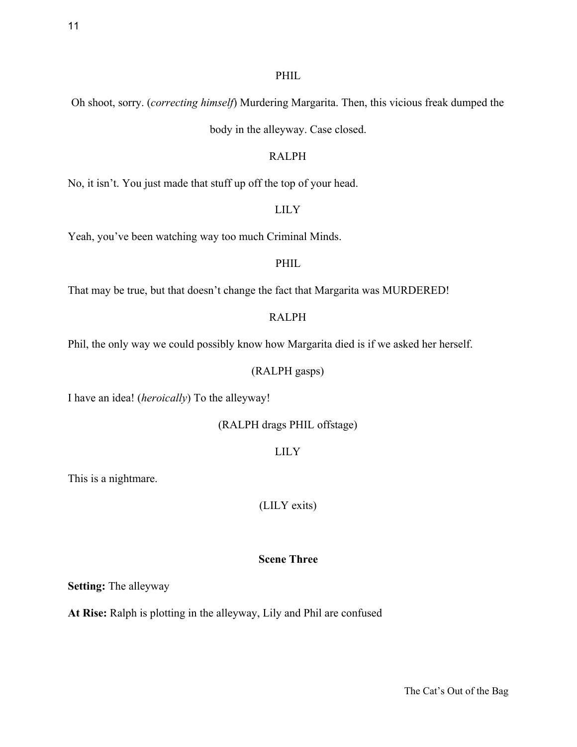PHIL

Oh shoot, sorry. (*correcting himself*) Murdering Margarita. Then, this vicious freak dumped the body in the alleyway. Case closed.

RALPH

No, it isn't. You just made that stuff up off the top of your head.

LILY

Yeah, you've been watching way too much Criminal Minds.

PHIL

That may be true, but that doesn't change the fact that Margarita was MURDERED!

RALPH

Phil, the only way we could possibly know how Margarita died is if we asked her herself.

(RALPH gasps)

I have an idea! (*heroically*) To the alleyway!

(RALPH drags PHIL offstage)

LILY

This is a nightmare.

(LILY exits)

**Scene Three**

**Setting:** The alleyway

**At Rise:** Ralph is plotting in the alleyway, Lily and Phil are confused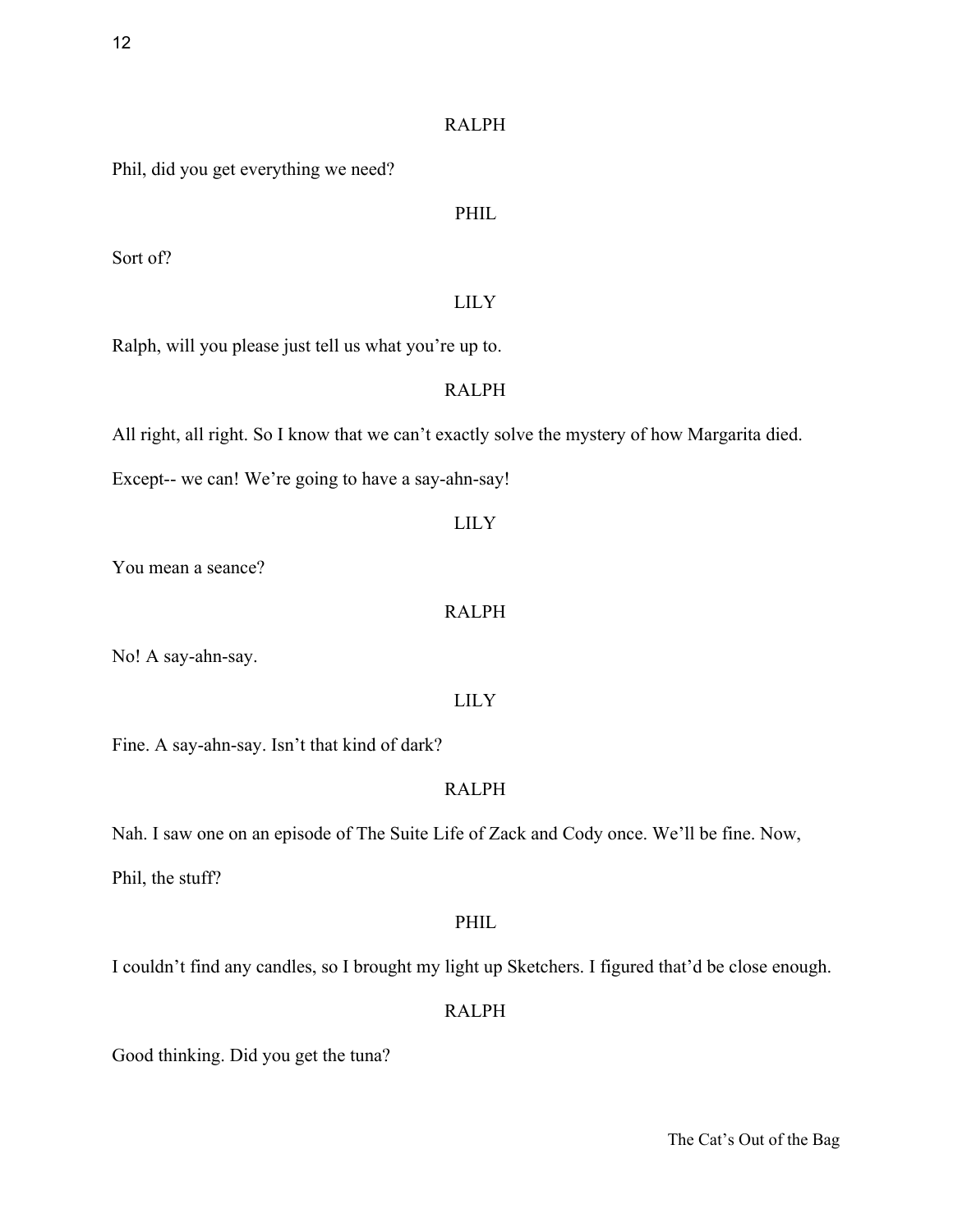RALPH

Phil, did you get everything we need?

PHIL

Sort of?

LILY

Ralph, will you please just tell us what you're up to.

RALPH

All right, all right. So I know that we can't exactly solve the mystery of how Margarita died. Except-- we can! We're going to have a say-ahn-say!

LILY

You mean a seance?

RALPH

No! A say-ahn-say.

LILY

Fine. A say-ahn-say. Isn't that kind of dark?

RALPH

Nah. I saw one on an episode of The Suite Life of Zack and Cody once. We'll be fine. Now, Phil, the stuff?

PHIL

I couldn't find any candles, so I brought my light up Sketchers. I figured that'd be close enough.

RALPH

Good thinking. Did you get the tuna?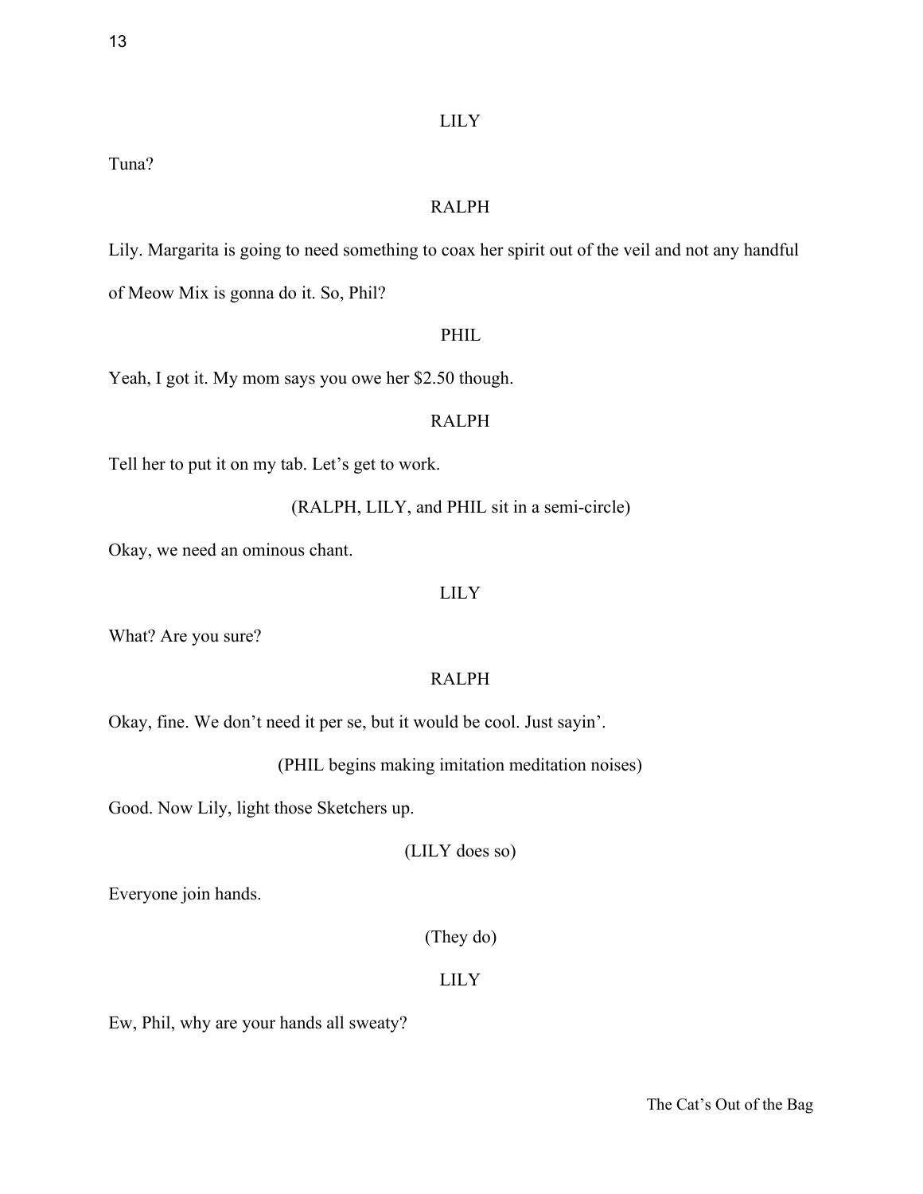LILY

Tuna?

RALPH

Lily. Margarita is going to need something to coax her spirit out of the veil and not any handful of Meow Mix is gonna do it. So, Phil?

PHIL

Yeah, I got it. My mom says you owe her $2.50 though.

RALPH

Tell her to put it on my tab. Let's get to work.

(RALPH, LILY, and PHIL sit in a semi-circle)

Okay, we need an ominous chant.

LILY

What? Are you sure?

RALPH

Okay, fine. We don't need it per se, but it would be cool. Just sayin'.

(PHIL begins making imitation meditation noises)

Good. Now Lily, light those Sketchers up.

(LILY does so)

Everyone join hands.

(They do)

LILY

Ew, Phil, why are your hands all sweaty?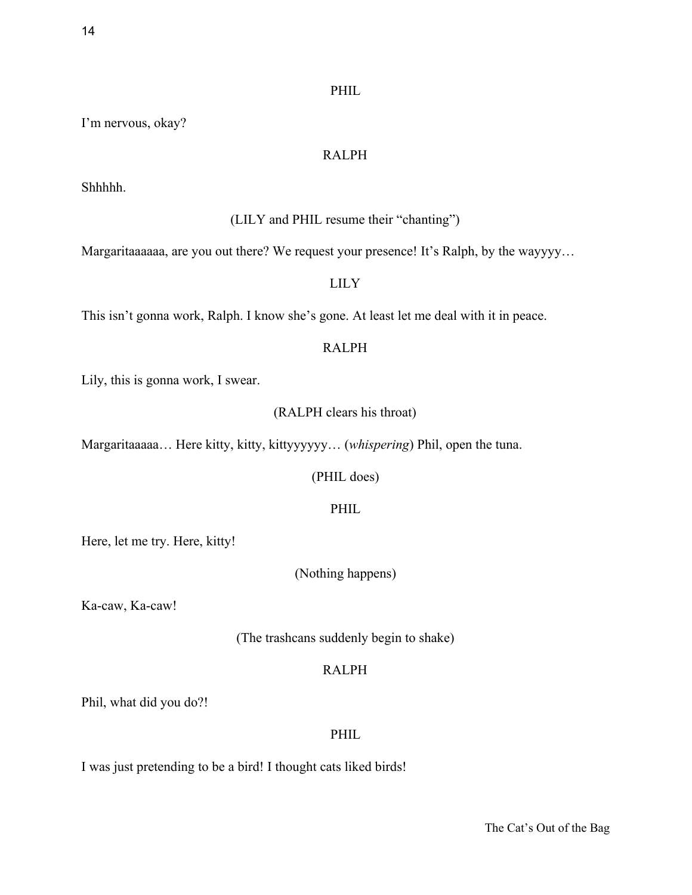PHIL

I'm nervous, okay?

RALPH

Shhhhh.

(LILY and PHIL resume their "chanting")

Margaritaaaaaa, are you out there? We request your presence! It's Ralph, by the wayyyy…

LILY

This isn't gonna work, Ralph. I know she's gone. At least let me deal with it in peace.

RALPH

Lily, this is gonna work, I swear.

(RALPH clears his throat)

Margaritaaaaa… Here kitty, kitty, kittyyyyyy… (*whispering*) Phil, open the tuna.

(PHIL does)

PHIL

Here, let me try. Here, kitty!

(Nothing happens)

Ka-caw, Ka-caw!

(The trashcans suddenly begin to shake)

RALPH

Phil, what did you do?!

PHIL

I was just pretending to be a bird! I thought cats liked birds!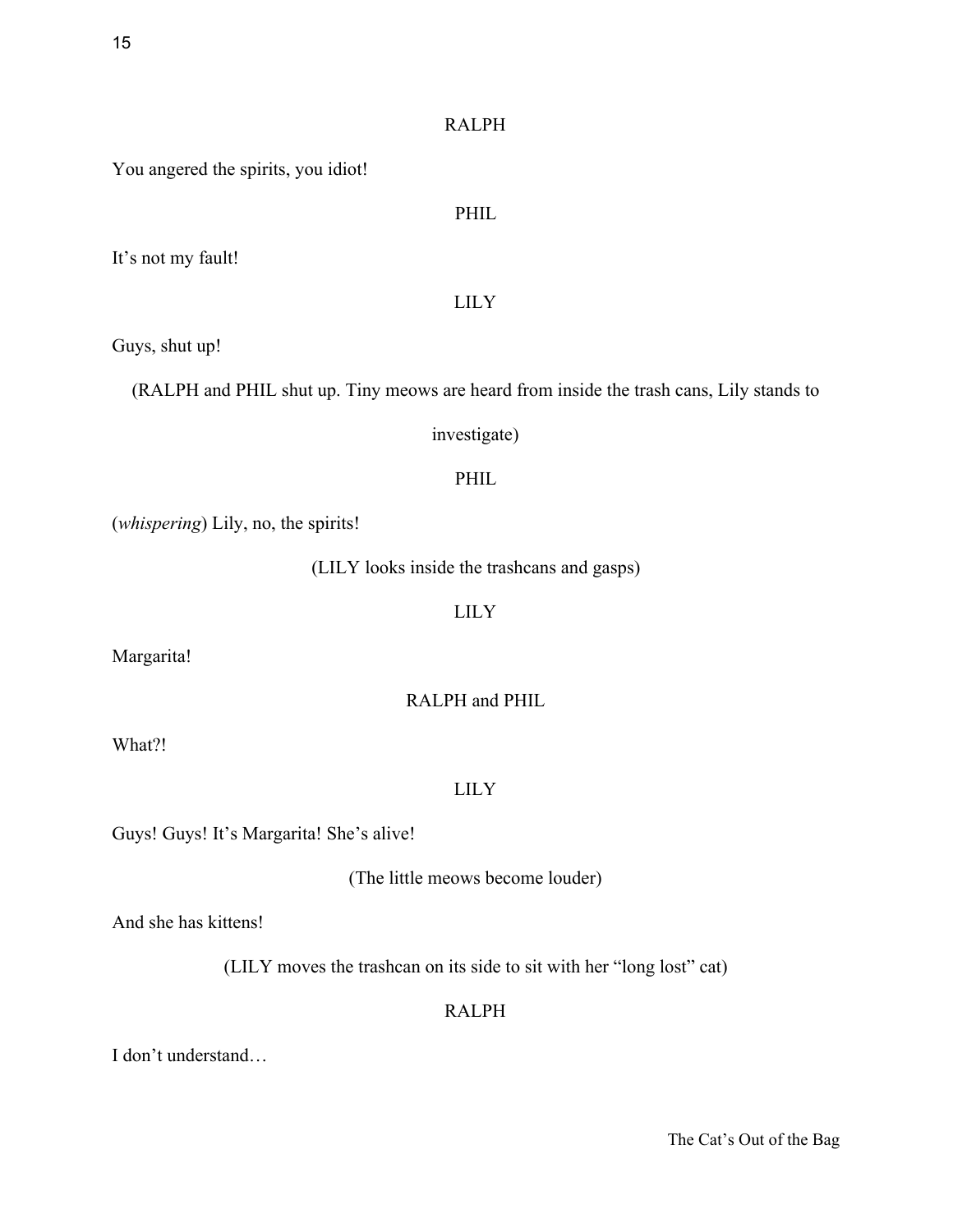RALPH

You angered the spirits, you idiot!

PHIL

It's not my fault!

LILY

Guys, shut up!

(RALPH and PHIL shut up. Tiny meows are heard from inside the trash cans, Lily stands to investigate)

PHIL

(*whispering*) Lily, no, the spirits!

(LILY looks inside the trashcans and gasps)

LILY

Margarita!

RALPH and PHIL

What?!

LILY

Guys! Guys! It's Margarita! She's alive!

(The little meows become louder)

And she has kittens!

(LILY moves the trashcan on its side to sit with her "long lost" cat)

RALPH

I don't understand…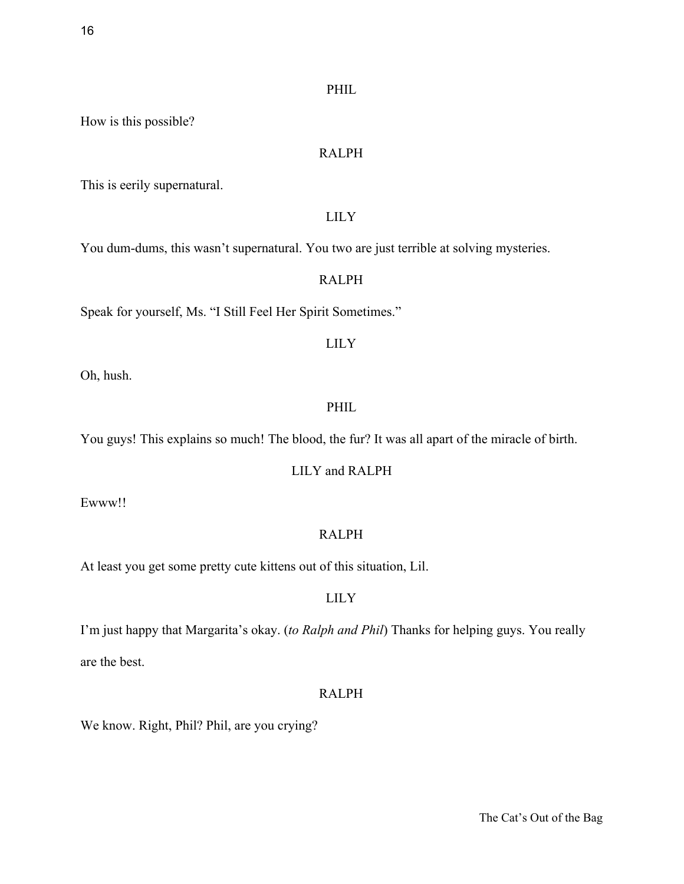PHIL

How is this possible?

RALPH

This is eerily supernatural.

LILY

You dum-dums, this wasn't supernatural. You two are just terrible at solving mysteries.

RALPH

Speak for yourself, Ms. "I Still Feel Her Spirit Sometimes."

LILY

Oh, hush.

PHIL

You guys! This explains so much! The blood, the fur? It was all apart of the miracle of birth.

LILY and RALPH

Ewww!!

RALPH

At least you get some pretty cute kittens out of this situation, Lil.

LILY

I'm just happy that Margarita's okay. (*to Ralph and Phil*) Thanks for helping guys. You really are the best.

RALPH

We know. Right, Phil? Phil, are you crying?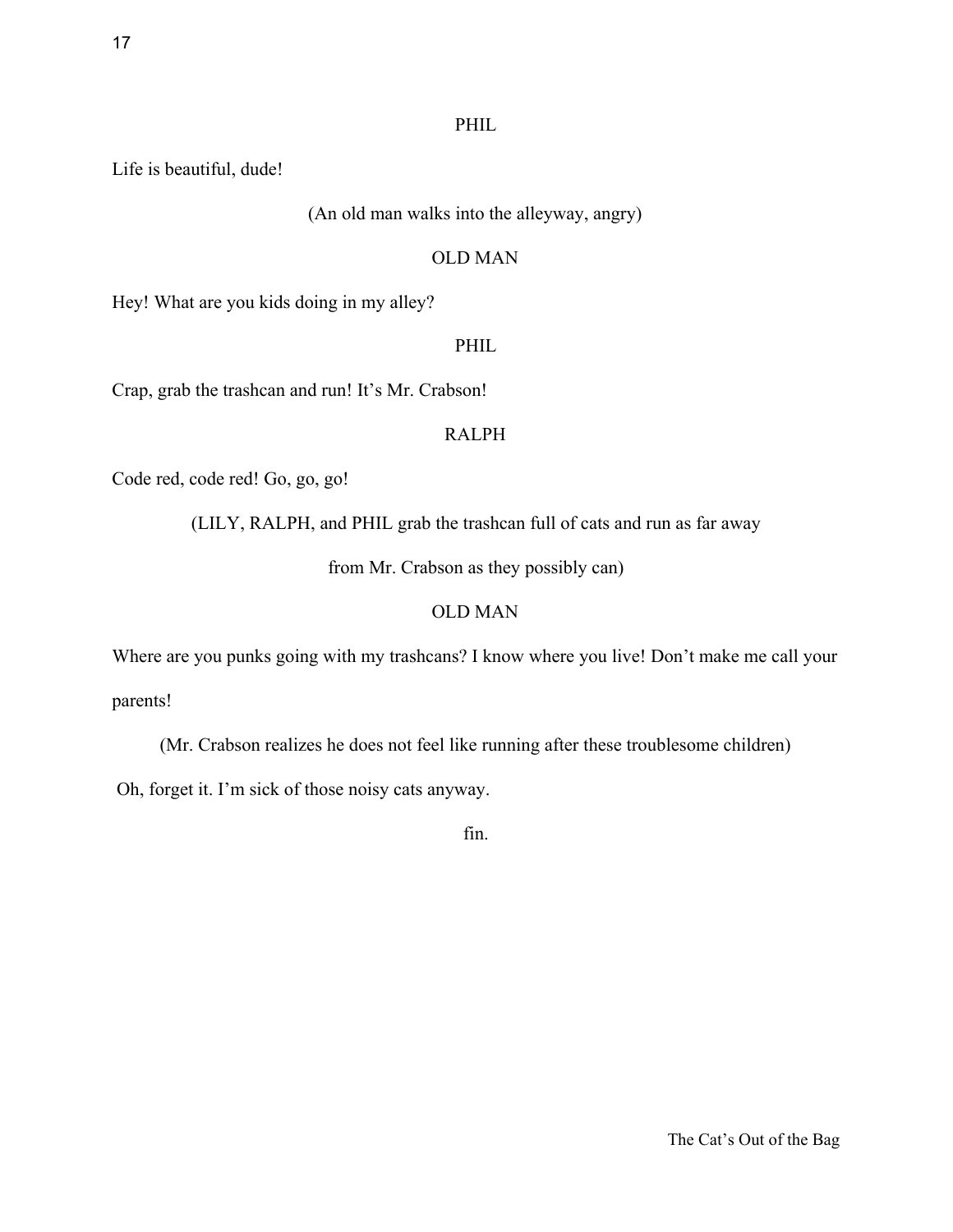PHIL

Life is beautiful, dude!

(An old man walks into the alleyway, angry)

OLD MAN

Hey! What are you kids doing in my alley?

PHIL

Crap, grab the trashcan and run! It's Mr. Crabson!

RALPH

Code red, code red! Go, go, go!

(LILY, RALPH, and PHIL grab the trashcan full of cats and run as far away from Mr. Crabson as they possibly can)

OLD MAN

Where are you punks going with my trashcans? I know where you live! Don't make me call your parents!

(Mr. Crabson realizes he does not feel like running after these troublesome children)

Oh, forget it. I'm sick of those noisy cats anyway.

fin.